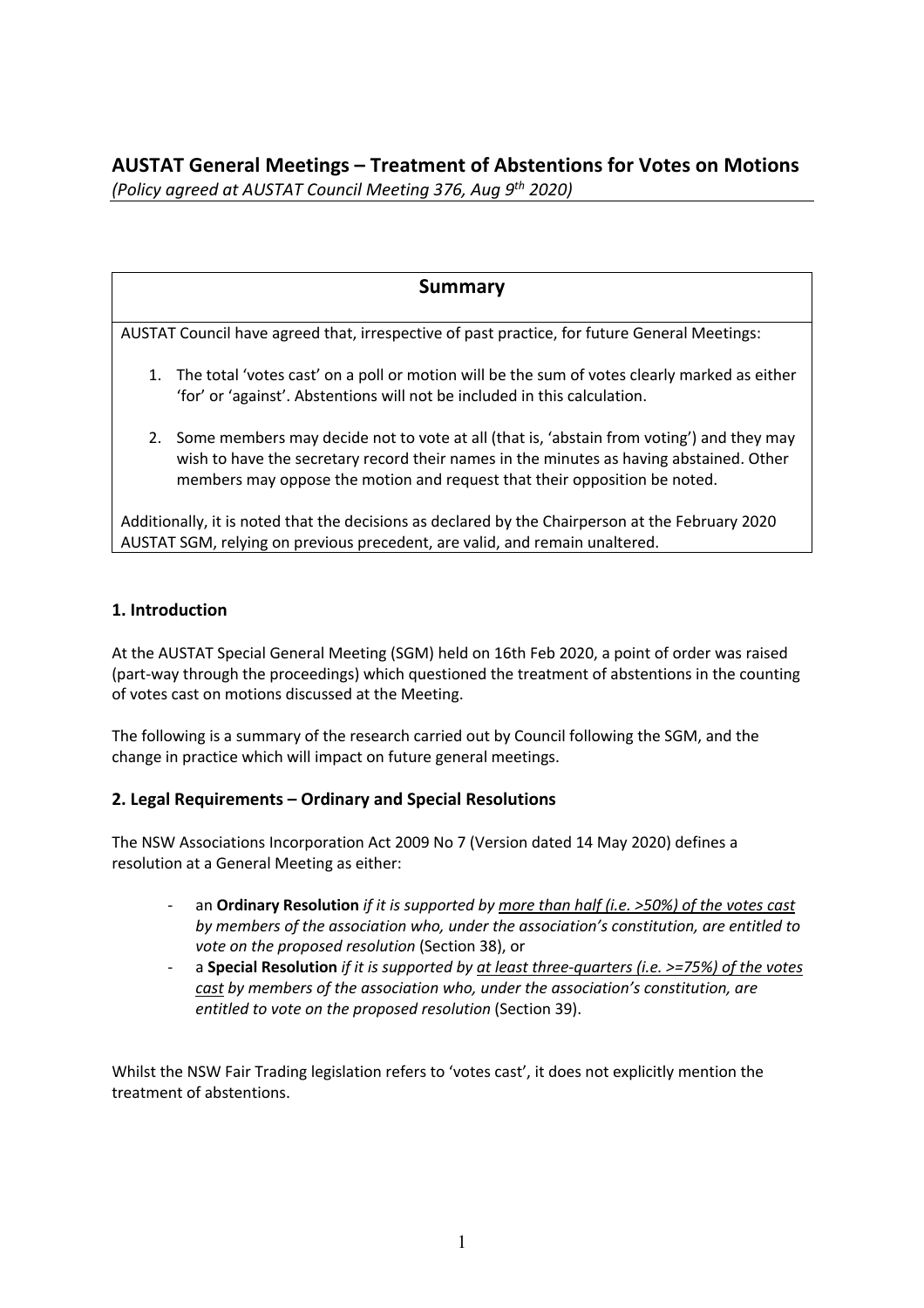# AUSTAT General Meetings – Treatment of Abstentions for Votes on Motions

*(Policy agreed at AUSTAT Council Meeting 376, Aug 9th 2020)*

## Summary

AUSTAT Council have agreed that, irrespective of past practice, for future General Meetings:

1. The total 'votes cast' on a poll or motion will be the sum of votes clearly marked as either 'for' or 'against'. Abstentions will not be included in this calculation.

2. Some members may decide not to vote at all (that is, 'abstain from voting') and they may wish to have the secretary record their names in the minutes as having abstained. Other members may oppose the motion and request that their opposition be noted.

Additionally, it is noted that the decisions as declared by the Chairperson at the February 2020 AUSTAT SGM, relying on previous precedent, are valid, and remain unaltered.

### 1. Introduction

At the AUSTAT Special General Meeting (SGM) held on 16th Feb 2020, a point of order was raised (part-way through the proceedings) which questioned the treatment of abstentions in the counting of votes cast on motions discussed at the Meeting.

The following is a summary of the research carried out by Council following the SGM, and the change in practice which will impact on future general meetings.

### 2. Legal Requirements – Ordinary and Special Resolutions

The NSW Associations Incorporation Act 2009 No 7 (Version dated 14 May 2020) defines a resolution at a General Meeting as either:

- an **Ordinary Resolution** *if it is supported by <u>more than half (i.e. >50%) of the votes cast</u> by members of the association who, under the association's constitution, are entitled to vote on the proposed resolution* (Section 38), or
- a **Special Resolution** *if it is supported by <u>at least three-quarters (i.e. >=75%) of the votes cast</u> by members of the association who, under the association's constitution, are entitled to vote on the proposed resolution* (Section 39).

Whilst the NSW Fair Trading legislation refers to 'votes cast', it does not explicitly mention the treatment of abstentions.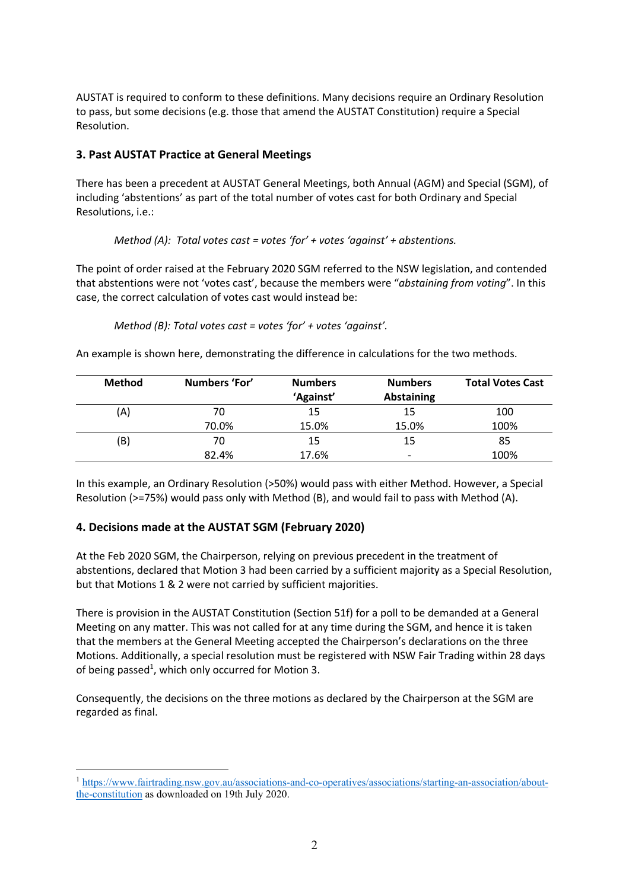AUSTAT is required to conform to these definitions. Many decisions require an Ordinary Resolution to pass, but some decisions (e.g. those that amend the AUSTAT Constitution) require a Special Resolution.

## 3. Past AUSTAT Practice at General Meetings

There has been a precedent at AUSTAT General Meetings, both Annual (AGM) and Special (SGM), of including 'abstentions' as part of the total number of votes cast for both Ordinary and Special Resolutions, i.e.:

*Method (A): Total votes cast = votes 'for' + votes 'against' + abstentions.*

The point of order raised at the February 2020 SGM referred to the NSW legislation, and contended that abstentions were not 'votes cast', because the members were "*abstaining from voting*". In this case, the correct calculation of votes cast would instead be:

*Method (B): Total votes cast = votes 'for' + votes 'against'.*

An example is shown here, demonstrating the difference in calculations for the two methods.

| Method | Numbers 'For' | Numbers 'Against' | Numbers Abstaining | Total Votes Cast |
|---|---|---|---|---|
| (A) | 70 | 15 | 15 | 100 |
| | 70.0% | 15.0% | 15.0% | 100% |
| (B) | 70 | 15 | 15 | 85 |
| | 82.4% | 17.6% | - | 100% |

In this example, an Ordinary Resolution (>50%) would pass with either Method. However, a Special Resolution (>=75%) would pass only with Method (B), and would fail to pass with Method (A).

## 4. Decisions made at the AUSTAT SGM (February 2020)

At the Feb 2020 SGM, the Chairperson, relying on previous precedent in the treatment of abstentions, declared that Motion 3 had been carried by a sufficient majority as a Special Resolution, but that Motions 1 & 2 were not carried by sufficient majorities.

There is provision in the AUSTAT Constitution (Section 51f) for a poll to be demanded at a General Meeting on any matter. This was not called for at any time during the SGM, and hence it is taken that the members at the General Meeting accepted the Chairperson's declarations on the three Motions. Additionally, a special resolution must be registered with NSW Fair Trading within 28 days of being passed[1], which only occurred for Motion 3.

Consequently, the decisions on the three motions as declared by the Chairperson at the SGM are regarded as final.

---

[1] https://www.fairtrading.nsw.gov.au/associations-and-co-operatives/associations/starting-an-association/about-the-constitution as downloaded on 19th July 2020.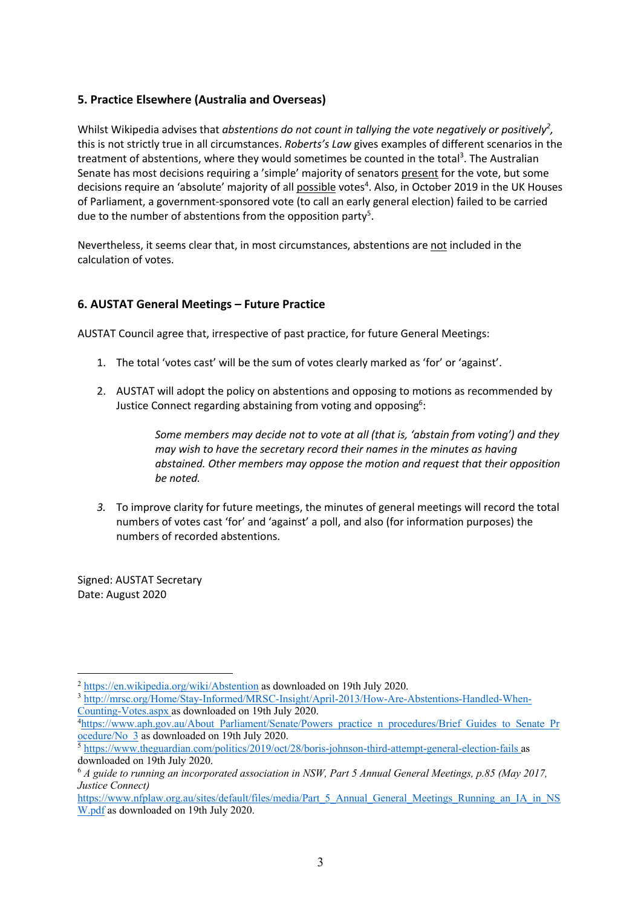## 5. Practice Elsewhere (Australia and Overseas)

Whilst Wikipedia advises that *abstentions do not count in tallying the vote negatively or positively*[2], this is not strictly true in all circumstances. *Roberts's Law* gives examples of different scenarios in the treatment of abstentions, where they would sometimes be counted in the total[3]. The Australian Senate has most decisions requiring a 'simple' majority of senators present for the vote, but some decisions require an 'absolute' majority of all possible votes[4]. Also, in October 2019 in the UK Houses of Parliament, a government-sponsored vote (to call an early general election) failed to be carried due to the number of abstentions from the opposition party[5].

Nevertheless, it seems clear that, in most circumstances, abstentions are not included in the calculation of votes.

## 6. AUSTAT General Meetings – Future Practice

AUSTAT Council agree that, irrespective of past practice, for future General Meetings:

1. The total 'votes cast' will be the sum of votes clearly marked as 'for' or 'against'.

2. AUSTAT will adopt the policy on abstentions and opposing to motions as recommended by Justice Connect regarding abstaining from voting and opposing[6]:

   > *Some members may decide not to vote at all (that is, 'abstain from voting') and they may wish to have the secretary record their names in the minutes as having abstained. Other members may oppose the motion and request that their opposition be noted.*

3. To improve clarity for future meetings, the minutes of general meetings will record the total numbers of votes cast 'for' and 'against' a poll, and also (for information purposes) the numbers of recorded abstentions.

Signed: AUSTAT Secretary
Date: August 2020

---

[2] https://en.wikipedia.org/wiki/Abstention as downloaded on 19th July 2020.

[3] http://mrsc.org/Home/Stay-Informed/MRSC-Insight/April-2013/How-Are-Abstentions-Handled-When-Counting-Votes.aspx as downloaded on 19th July 2020.

[4] https://www.aph.gov.au/About_Parliament/Senate/Powers_practice_n_procedures/Brief_Guides_to_Senate_Procedure/No_3 as downloaded on 19th July 2020.

[5] https://www.theguardian.com/politics/2019/oct/28/boris-johnson-third-attempt-general-election-fails as downloaded on 19th July 2020.

[6] *A guide to running an incorporated association in NSW, Part 5 Annual General Meetings, p.85 (May 2017, Justice Connect)* https://www.nfplaw.org.au/sites/default/files/media/Part_5_Annual_General_Meetings_Running_an_IA_in_NSW.pdf as downloaded on 19th July 2020.